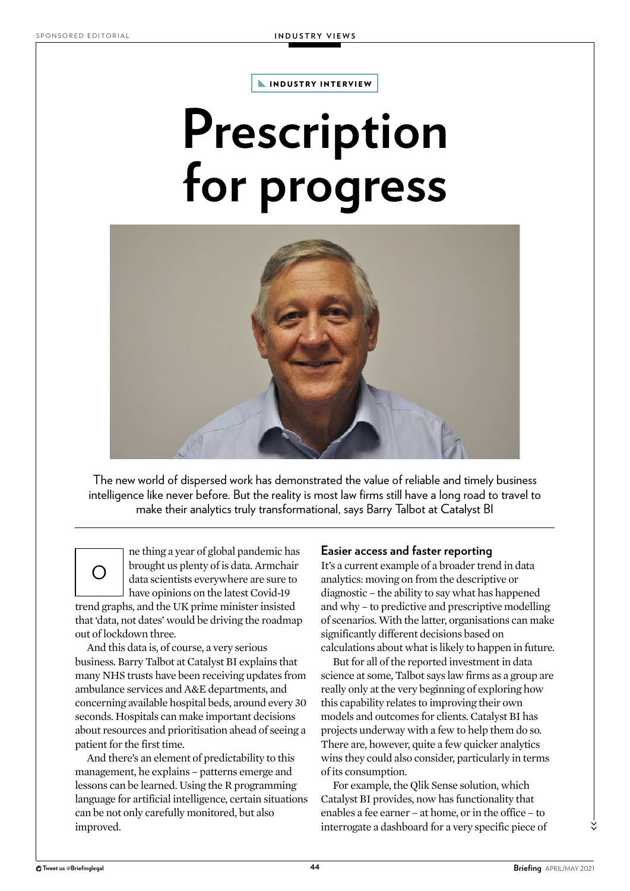INDUSTRY INTERVIEW

# Prescription for progress

The new world of dispersed work has demonstrated the value of reliable and timely business intelligence like never before. But the reality is most law firms still have a long road to travel to make their analytics truly transformational, says Barry Talbot at Catalyst BI

One thing a year of global pandemic has brought us plenty of is data. Armchair data scientists everywhere are sure to have opinions on the latest Covid-19 trend graphs, and the UK prime minister insisted that 'data, not dates' would be driving the roadmap out of lockdown three.

And this data is, of course, a very serious business. Barry Talbot at Catalyst BI explains that many NHS trusts have been receiving updates from ambulance services and A&E departments, and concerning available hospital beds, around every 30 seconds. Hospitals can make important decisions about resources and prioritisation ahead of seeing a patient for the first time.

And there's an element of predictability to this management, he explains – patterns emerge and lessons can be learned. Using the R programming language for artificial intelligence, certain situations can be not only carefully monitored, but also improved.

## Easier access and faster reporting

It's a current example of a broader trend in data analytics: moving on from the descriptive or diagnostic – the ability to say what has happened and why – to predictive and prescriptive modelling of scenarios. With the latter, organisations can make significantly different decisions based on calculations about what is likely to happen in future.

But for all of the reported investment in data science at some, Talbot says law firms as a group are really only at the very beginning of exploring how this capability relates to improving their own models and outcomes for clients. Catalyst BI has projects underway with a few to help them do so. There are, however, quite a few quicker analytics wins they could also consider, particularly in terms of its consumption.

For example, the Qlik Sense solution, which Catalyst BI provides, now has functionality that enables a fee earner – at home, or in the office – to interrogate a dashboard for a very specific piece of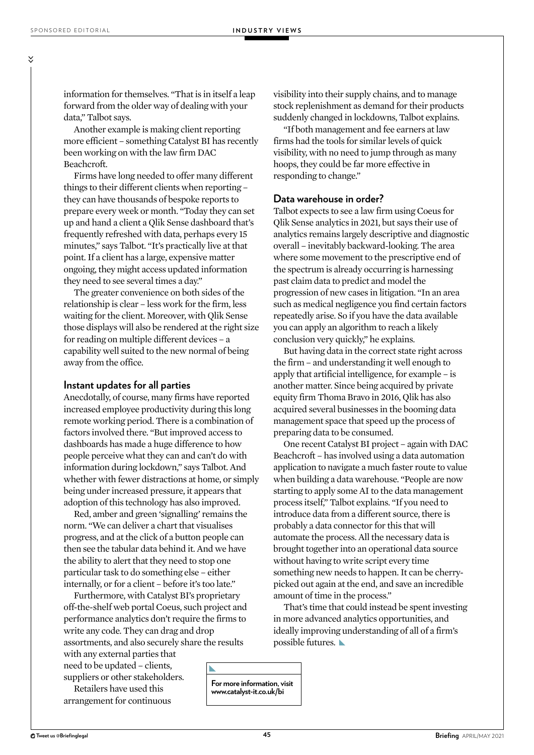information for themselves. "That is in itself a leap forward from the older way of dealing with your data," Talbot says.

Another example is making client reporting more efficient – something Catalyst BI has recently been working on with the law firm DAC Beachcroft.

Firms have long needed to offer many different things to their different clients when reporting – they can have thousands of bespoke reports to prepare every week or month. "Today they can set up and hand a client a Qlik Sense dashboard that's frequently refreshed with data, perhaps every 15 minutes," says Talbot. "It's practically live at that point. If a client has a large, expensive matter ongoing, they might access updated information they need to see several times a day."

The greater convenience on both sides of the relationship is clear – less work for the firm, less waiting for the client. Moreover, with Qlik Sense those displays will also be rendered at the right size for reading on multiple different devices – a capability well suited to the new normal of being away from the office.

## Instant updates for all parties

Anecdotally, of course, many firms have reported increased employee productivity during this long remote working period. There is a combination of factors involved there. "But improved access to dashboards has made a huge difference to how people perceive what they can and can't do with information during lockdown," says Talbot. And whether with fewer distractions at home, or simply being under increased pressure, it appears that adoption of this technology has also improved.

Red, amber and green 'signalling' remains the norm. "We can deliver a chart that visualises progress, and at the click of a button people can then see the tabular data behind it. And we have the ability to alert that they need to stop one particular task to do something else – either internally, or for a client – before it's too late."

Furthermore, with Catalyst BI's proprietary off-the-shelf web portal Coeus, such project and performance analytics don't require the firms to write any code. They can drag and drop assortments, and also securely share the results with any external parties that need to be updated – clients, suppliers or other stakeholders.

Retailers have used this arrangement for continuous visibility into their supply chains, and to manage stock replenishment as demand for their products suddenly changed in lockdowns, Talbot explains.

"If both management and fee earners at law firms had the tools for similar levels of quick visibility, with no need to jump through as many hoops, they could be far more effective in responding to change."

## Data warehouse in order?

Talbot expects to see a law firm using Coeus for Qlik Sense analytics in 2021, but says their use of analytics remains largely descriptive and diagnostic overall – inevitably backward-looking. The area where some movement to the prescriptive end of the spectrum is already occurring is harnessing past claim data to predict and model the progression of new cases in litigation. "In an area such as medical negligence you find certain factors repeatedly arise. So if you have the data available you can apply an algorithm to reach a likely conclusion very quickly," he explains.

But having data in the correct state right across the firm – and understanding it well enough to apply that artificial intelligence, for example – is another matter. Since being acquired by private equity firm Thoma Bravo in 2016, Qlik has also acquired several businesses in the booming data management space that speed up the process of preparing data to be consumed.

One recent Catalyst BI project – again with DAC Beachcroft – has involved using a data automation application to navigate a much faster route to value when building a data warehouse. "People are now starting to apply some AI to the data management process itself," Talbot explains. "If you need to introduce data from a different source, there is probably a data connector for this that will automate the process. All the necessary data is brought together into an operational data source without having to write script every time something new needs to happen. It can be cherry-picked out again at the end, and save an incredible amount of time in the process."

That's time that could instead be spent investing in more advanced analytics opportunities, and ideally improving understanding of all of a firm's possible futures.

**For more information, visit www.catalyst-it.co.uk/bi**